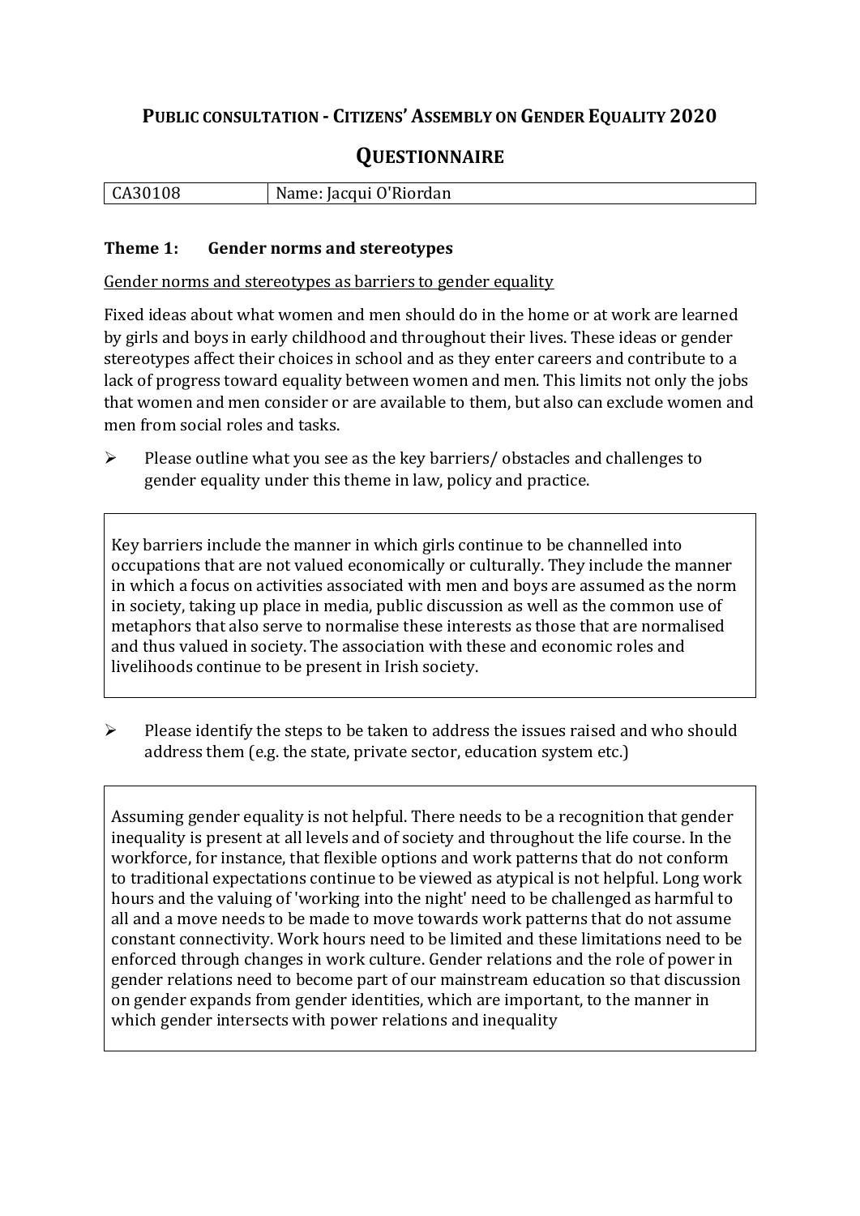# PUBLIC CONSULTATION - CITIZENS' ASSEMBLY ON GENDER EQUALITY 2020

## QUESTIONNAIRE

| CA30108 | Name: Jacqui O'Riordan |
|---|---|

### Theme 1: Gender norms and stereotypes

Gender norms and stereotypes as barriers to gender equality

Fixed ideas about what women and men should do in the home or at work are learned by girls and boys in early childhood and throughout their lives. These ideas or gender stereotypes affect their choices in school and as they enter careers and contribute to a lack of progress toward equality between women and men. This limits not only the jobs that women and men consider or are available to them, but also can exclude women and men from social roles and tasks.

- Please outline what you see as the key barriers/ obstacles and challenges to gender equality under this theme in law, policy and practice.

Key barriers include the manner in which girls continue to be channelled into occupations that are not valued economically or culturally. They include the manner in which a focus on activities associated with men and boys are assumed as the norm in society, taking up place in media, public discussion as well as the common use of metaphors that also serve to normalise these interests as those that are normalised and thus valued in society. The association with these and economic roles and livelihoods continue to be present in Irish society.

- Please identify the steps to be taken to address the issues raised and who should address them (e.g. the state, private sector, education system etc.)

Assuming gender equality is not helpful. There needs to be a recognition that gender inequality is present at all levels and of society and throughout the life course. In the workforce, for instance, that flexible options and work patterns that do not conform to traditional expectations continue to be viewed as atypical is not helpful. Long work hours and the valuing of 'working into the night' need to be challenged as harmful to all and a move needs to be made to move towards work patterns that do not assume constant connectivity. Work hours need to be limited and these limitations need to be enforced through changes in work culture. Gender relations and the role of power in gender relations need to become part of our mainstream education so that discussion on gender expands from gender identities, which are important, to the manner in which gender intersects with power relations and inequality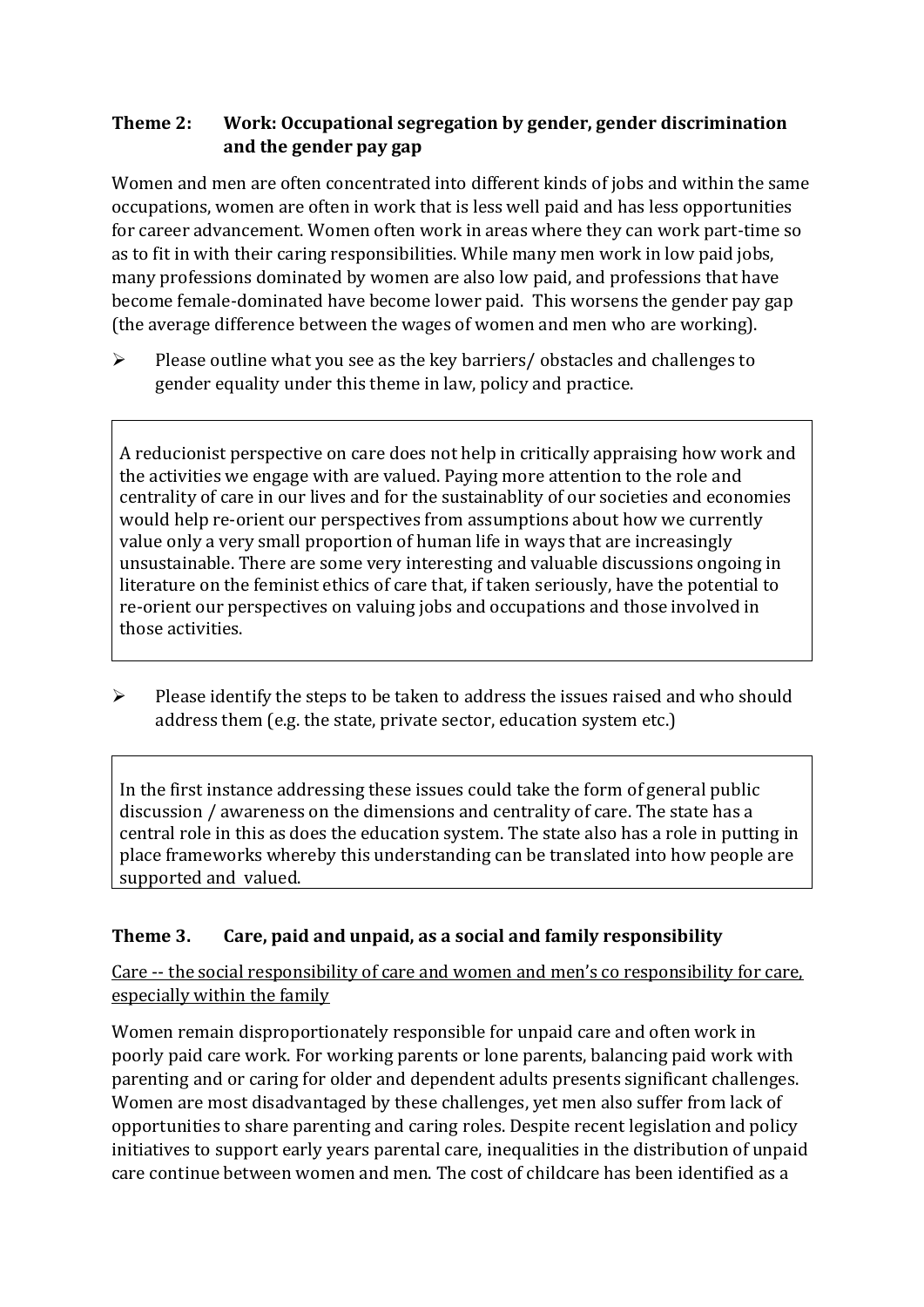### Theme 2: Work: Occupational segregation by gender, gender discrimination and the gender pay gap

Women and men are often concentrated into different kinds of jobs and within the same occupations, women are often in work that is less well paid and has less opportunities for career advancement. Women often work in areas where they can work part-time so as to fit in with their caring responsibilities. While many men work in low paid jobs, many professions dominated by women are also low paid, and professions that have become female-dominated have become lower paid. This worsens the gender pay gap (the average difference between the wages of women and men who are working).

- Please outline what you see as the key barriers/ obstacles and challenges to gender equality under this theme in law, policy and practice.

A reducionist perspective on care does not help in critically appraising how work and the activities we engage with are valued. Paying more attention to the role and centrality of care in our lives and for the sustainablity of our societies and economies would help re-orient our perspectives from assumptions about how we currently value only a very small proportion of human life in ways that are increasingly unsustainable. There are some very interesting and valuable discussions ongoing in literature on the feminist ethics of care that, if taken seriously, have the potential to re-orient our perspectives on valuing jobs and occupations and those involved in those activities.

- Please identify the steps to be taken to address the issues raised and who should address them (e.g. the state, private sector, education system etc.)

In the first instance addressing these issues could take the form of general public discussion / awareness on the dimensions and centrality of care. The state has a central role in this as does the education system. The state also has a role in putting in place frameworks whereby this understanding can be translated into how people are supported and valued.

### Theme 3. Care, paid and unpaid, as a social and family responsibility

<u>Care -- the social responsibility of care and women and men's co responsibility for care, especially within the family</u>

Women remain disproportionately responsible for unpaid care and often work in poorly paid care work. For working parents or lone parents, balancing paid work with parenting and or caring for older and dependent adults presents significant challenges. Women are most disadvantaged by these challenges, yet men also suffer from lack of opportunities to share parenting and caring roles. Despite recent legislation and policy initiatives to support early years parental care, inequalities in the distribution of unpaid care continue between women and men. The cost of childcare has been identified as a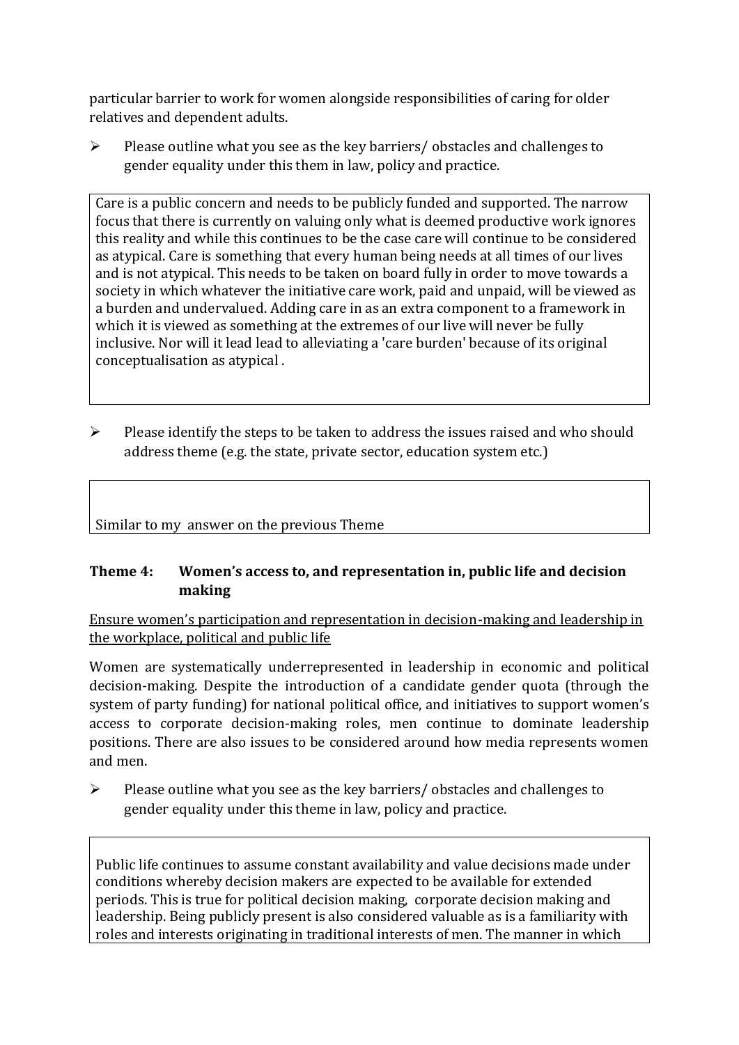particular barrier to work for women alongside responsibilities of caring for older relatives and dependent adults.

- Please outline what you see as the key barriers/ obstacles and challenges to gender equality under this them in law, policy and practice.

Care is a public concern and needs to be publicly funded and supported. The narrow focus that there is currently on valuing only what is deemed productive work ignores this reality and while this continues to be the case care will continue to be considered as atypical. Care is something that every human being needs at all times of our lives and is not atypical. This needs to be taken on board fully in order to move towards a society in which whatever the initiative care work, paid and unpaid, will be viewed as a burden and undervalued. Adding care in as an extra component to a framework in which it is viewed as something at the extremes of our live will never be fully inclusive. Nor will it lead lead to alleviating a 'care burden' because of its original conceptualisation as atypical .

- Please identify the steps to be taken to address the issues raised and who should address theme (e.g. the state, private sector, education system etc.)

Similar to my answer on the previous Theme

## Theme 4: Women's access to, and representation in, public life and decision making

Ensure women's participation and representation in decision-making and leadership in the workplace, political and public life

Women are systematically underrepresented in leadership in economic and political decision-making. Despite the introduction of a candidate gender quota (through the system of party funding) for national political office, and initiatives to support women's access to corporate decision-making roles, men continue to dominate leadership positions. There are also issues to be considered around how media represents women and men.

- Please outline what you see as the key barriers/ obstacles and challenges to gender equality under this theme in law, policy and practice.

Public life continues to assume constant availability and value decisions made under conditions whereby decision makers are expected to be available for extended periods. This is true for political decision making, corporate decision making and leadership. Being publicly present is also considered valuable as is a familiarity with roles and interests originating in traditional interests of men. The manner in which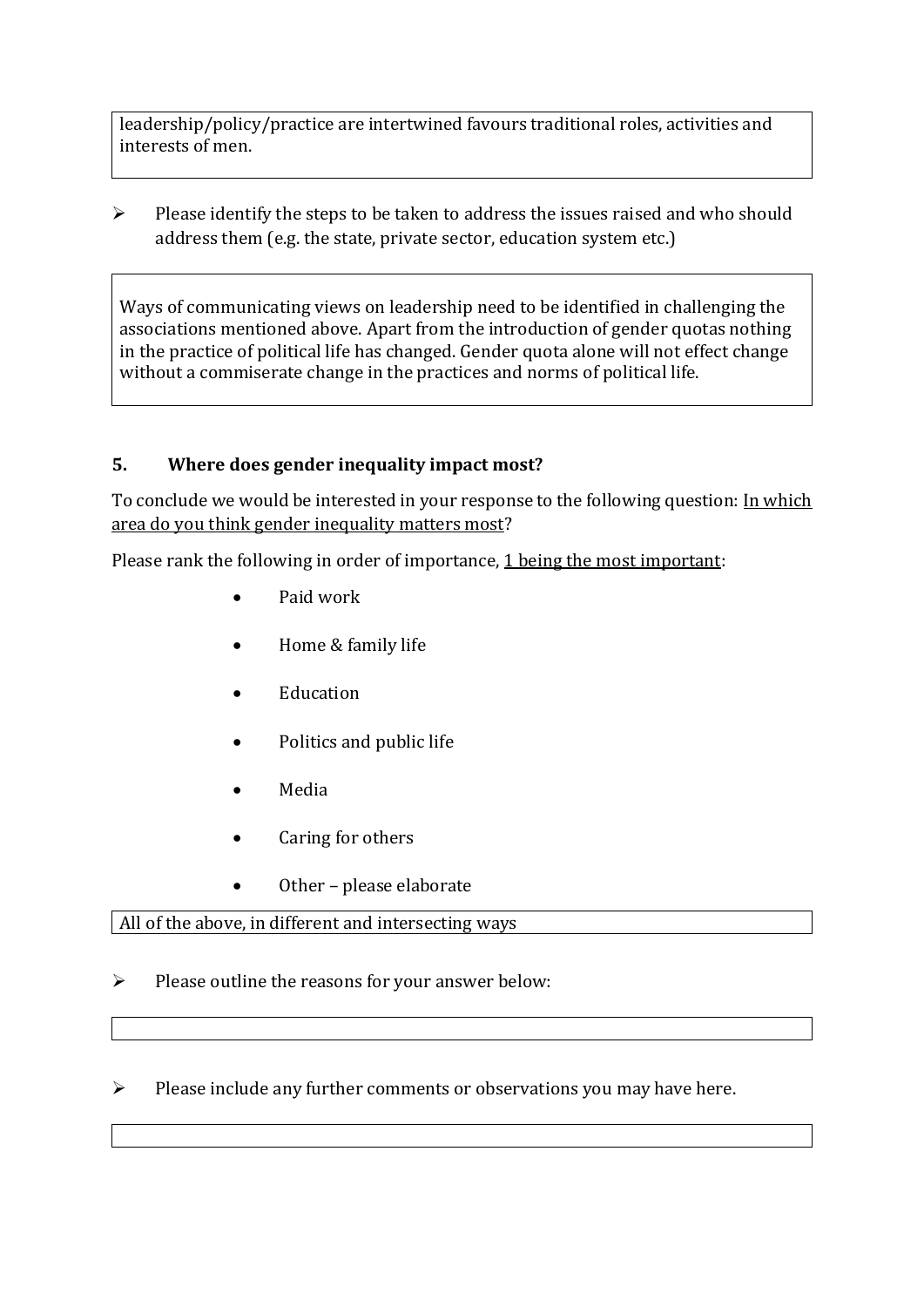leadership/policy/practice are intertwined favours traditional roles, activities and interests of men.

- Please identify the steps to be taken to address the issues raised and who should address them (e.g. the state, private sector, education system etc.)

Ways of communicating views on leadership need to be identified in challenging the associations mentioned above. Apart from the introduction of gender quotas nothing in the practice of political life has changed. Gender quota alone will not effect change without a commiserate change in the practices and norms of political life.

## 5. Where does gender inequality impact most?

To conclude we would be interested in your response to the following question: In which area do you think gender inequality matters most?

Please rank the following in order of importance, 1 being the most important:

- Paid work
- Home & family life
- Education
- Politics and public life
- Media
- Caring for others
- Other – please elaborate

All of the above, in different and intersecting ways

- Please outline the reasons for your answer below:

- Please include any further comments or observations you may have here.